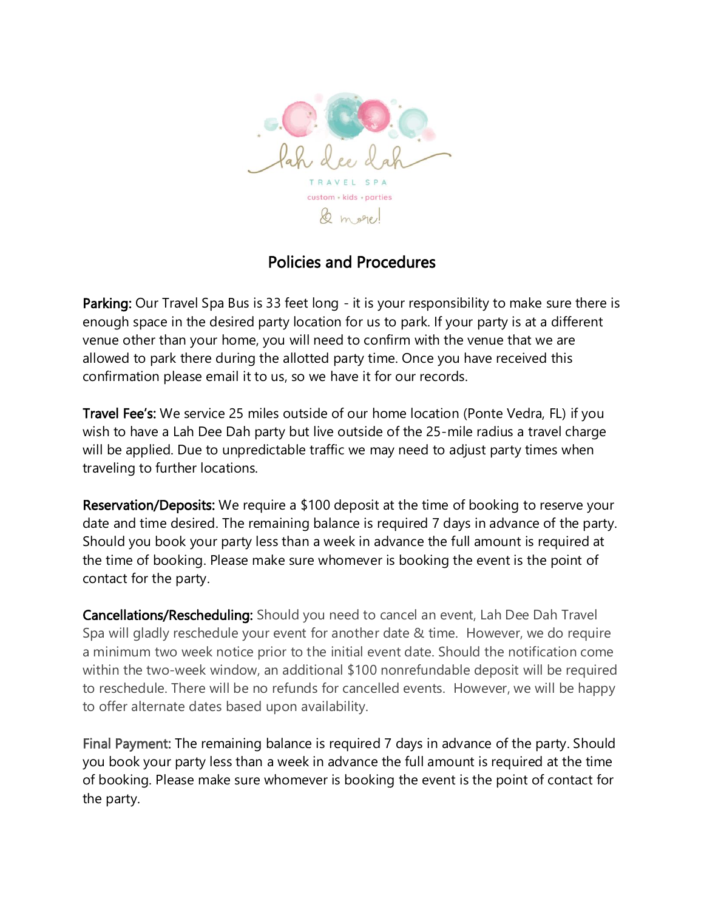lah dee dah

TRAVEL SPA

custom • kids • parties

& more!

# Policies and Procedures

**Parking:** Our Travel Spa Bus is 33 feet long - it is your responsibility to make sure there is enough space in the desired party location for us to park. If your party is at a different venue other than your home, you will need to confirm with the venue that we are allowed to park there during the allotted party time. Once you have received this confirmation please email it to us, so we have it for our records.

**Travel Fee's:** We service 25 miles outside of our home location (Ponte Vedra, FL) if you wish to have a Lah Dee Dah party but live outside of the 25-mile radius a travel charge will be applied. Due to unpredictable traffic we may need to adjust party times when traveling to further locations.

**Reservation/Deposits:** We require a $100 deposit at the time of booking to reserve your date and time desired. The remaining balance is required 7 days in advance of the party. Should you book your party less than a week in advance the full amount is required at the time of booking. Please make sure whomever is booking the event is the point of contact for the party.

**Cancellations/Rescheduling:** Should you need to cancel an event, Lah Dee Dah Travel Spa will gladly reschedule your event for another date & time. However, we do require a minimum two week notice prior to the initial event date. Should the notification come within the two-week window, an additional $100 nonrefundable deposit will be required to reschedule. There will be no refunds for cancelled events. However, we will be happy to offer alternate dates based upon availability.

Final Payment: The remaining balance is required 7 days in advance of the party. Should you book your party less than a week in advance the full amount is required at the time of booking. Please make sure whomever is booking the event is the point of contact for the party.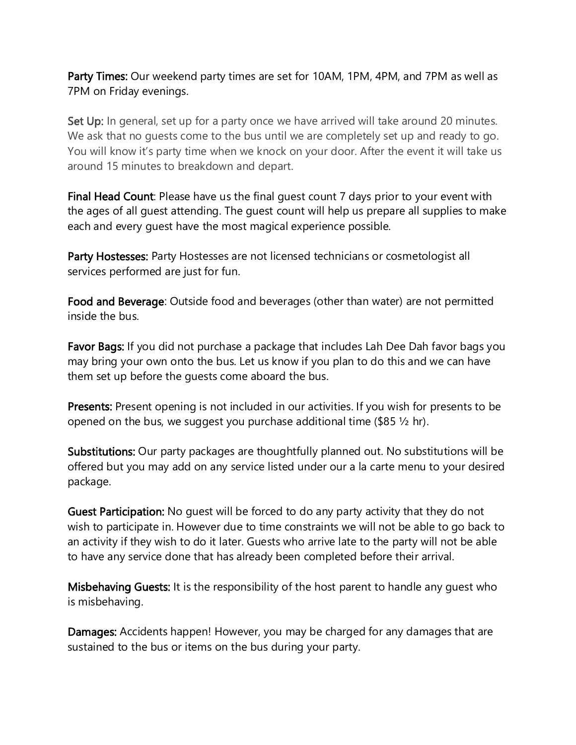**Party Times:** Our weekend party times are set for 10AM, 1PM, 4PM, and 7PM as well as 7PM on Friday evenings.

**Set Up:** In general, set up for a party once we have arrived will take around 20 minutes. We ask that no guests come to the bus until we are completely set up and ready to go. You will know it's party time when we knock on your door. After the event it will take us around 15 minutes to breakdown and depart.

**Final Head Count**: Please have us the final guest count 7 days prior to your event with the ages of all guest attending. The guest count will help us prepare all supplies to make each and every guest have the most magical experience possible.

**Party Hostesses:** Party Hostesses are not licensed technicians or cosmetologist all services performed are just for fun.

**Food and Beverage**: Outside food and beverages (other than water) are not permitted inside the bus.

**Favor Bags:** If you did not purchase a package that includes Lah Dee Dah favor bags you may bring your own onto the bus. Let us know if you plan to do this and we can have them set up before the guests come aboard the bus.

**Presents:** Present opening is not included in our activities. If you wish for presents to be opened on the bus, we suggest you purchase additional time ($85 ½ hr).

**Substitutions:** Our party packages are thoughtfully planned out. No substitutions will be offered but you may add on any service listed under our a la carte menu to your desired package.

**Guest Participation:** No guest will be forced to do any party activity that they do not wish to participate in. However due to time constraints we will not be able to go back to an activity if they wish to do it later. Guests who arrive late to the party will not be able to have any service done that has already been completed before their arrival.

**Misbehaving Guests:** It is the responsibility of the host parent to handle any guest who is misbehaving.

**Damages:** Accidents happen! However, you may be charged for any damages that are sustained to the bus or items on the bus during your party.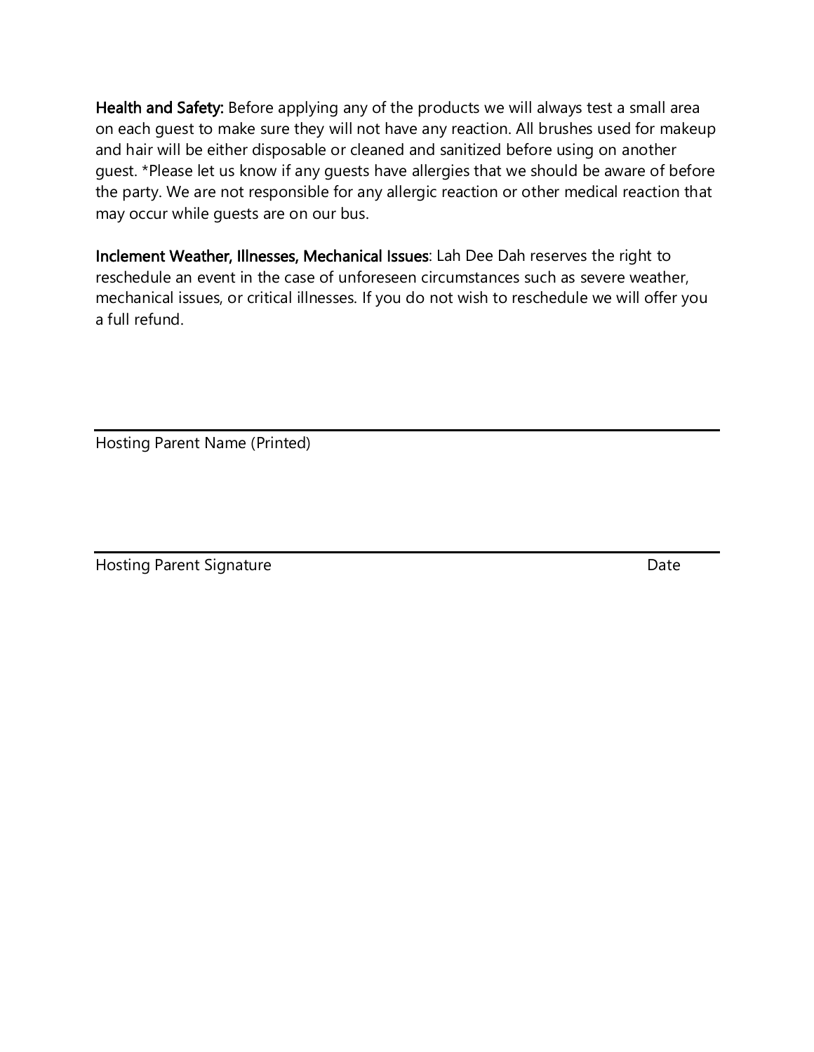**Health and Safety:** Before applying any of the products we will always test a small area on each guest to make sure they will not have any reaction. All brushes used for makeup and hair will be either disposable or cleaned and sanitized before using on another guest. *Please let us know if any guests have allergies that we should be aware of before the party. We are not responsible for any allergic reaction or other medical reaction that may occur while guests are on our bus.

**Inclement Weather, Illnesses, Mechanical Issues**: Lah Dee Dah reserves the right to reschedule an event in the case of unforeseen circumstances such as severe weather, mechanical issues, or critical illnesses. If you do not wish to reschedule we will offer you a full refund.

\_\_\_\_\_\_\_\_\_\_\_\_\_\_\_\_\_\_\_\_\_\_\_\_\_\_\_\_\_\_\_\_\_\_\_\_\_\_\_\_\_\_\_\_\_\_\_\_\_\_\_\_\_\_\_\_\_\_\_\_

Hosting Parent Name (Printed)

\_\_\_\_\_\_\_\_\_\_\_\_\_\_\_\_\_\_\_\_\_\_\_\_\_\_\_\_\_\_\_\_\_\_\_\_\_\_\_\_\_\_\_\_\_\_\_\_\_\_\_\_\_\_\_\_\_\_\_\_

Hosting Parent Signature Date